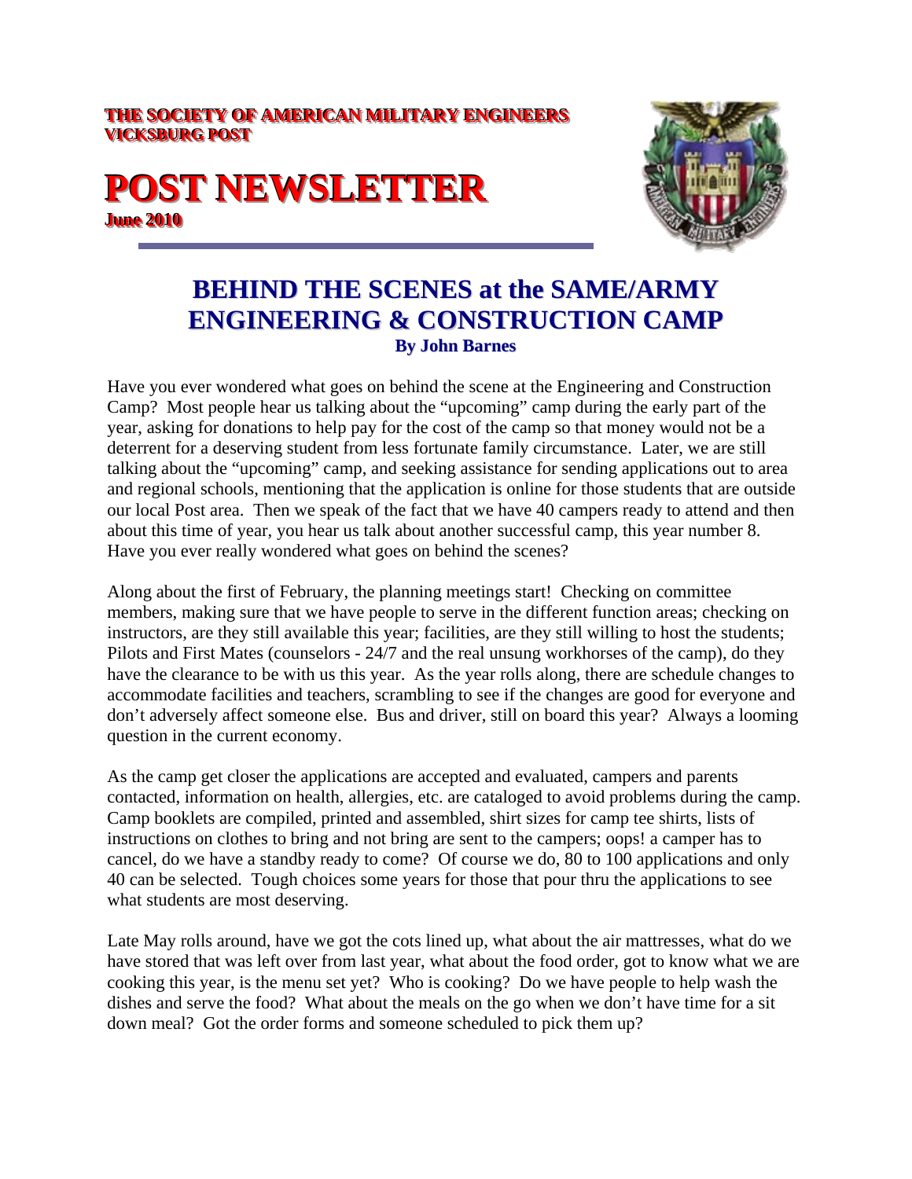**THE SOCIETY OF AMERICAN MILITARY ENGINEERS**
**VICKSBURG POST**

# POST NEWSLETTER

**June 2010**

## BEHIND THE SCENES at the SAME/ARMY ENGINEERING & CONSTRUCTION CAMP

**By John Barnes**

Have you ever wondered what goes on behind the scene at the Engineering and Construction Camp? Most people hear us talking about the "upcoming" camp during the early part of the year, asking for donations to help pay for the cost of the camp so that money would not be a deterrent for a deserving student from less fortunate family circumstance. Later, we are still talking about the "upcoming" camp, and seeking assistance for sending applications out to area and regional schools, mentioning that the application is online for those students that are outside our local Post area. Then we speak of the fact that we have 40 campers ready to attend and then about this time of year, you hear us talk about another successful camp, this year number 8. Have you ever really wondered what goes on behind the scenes?

Along about the first of February, the planning meetings start! Checking on committee members, making sure that we have people to serve in the different function areas; checking on instructors, are they still available this year; facilities, are they still willing to host the students; Pilots and First Mates (counselors - 24/7 and the real unsung workhorses of the camp), do they have the clearance to be with us this year. As the year rolls along, there are schedule changes to accommodate facilities and teachers, scrambling to see if the changes are good for everyone and don't adversely affect someone else. Bus and driver, still on board this year? Always a looming question in the current economy.

As the camp get closer the applications are accepted and evaluated, campers and parents contacted, information on health, allergies, etc. are cataloged to avoid problems during the camp. Camp booklets are compiled, printed and assembled, shirt sizes for camp tee shirts, lists of instructions on clothes to bring and not bring are sent to the campers; oops! a camper has to cancel, do we have a standby ready to come? Of course we do, 80 to 100 applications and only 40 can be selected. Tough choices some years for those that pour thru the applications to see what students are most deserving.

Late May rolls around, have we got the cots lined up, what about the air mattresses, what do we have stored that was left over from last year, what about the food order, got to know what we are cooking this year, is the menu set yet? Who is cooking? Do we have people to help wash the dishes and serve the food? What about the meals on the go when we don't have time for a sit down meal? Got the order forms and someone scheduled to pick them up?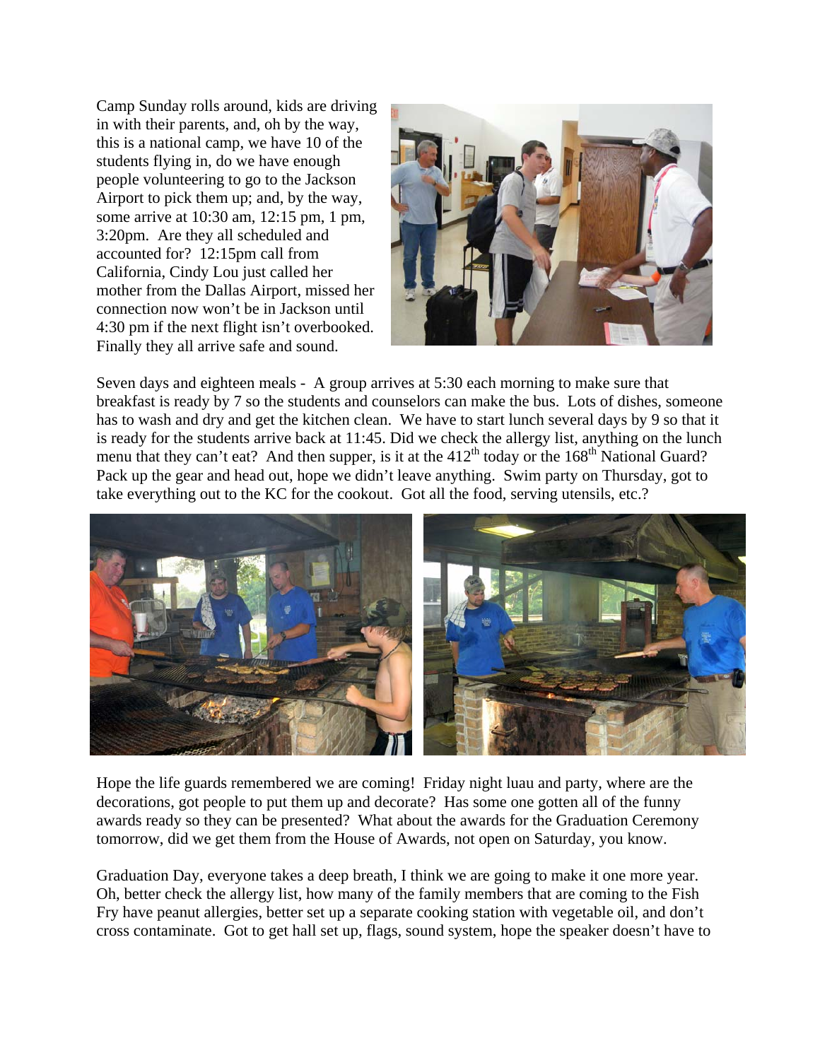Camp Sunday rolls around, kids are driving in with their parents, and, oh by the way, this is a national camp, we have 10 of the students flying in, do we have enough people volunteering to go to the Jackson Airport to pick them up; and, by the way, some arrive at 10:30 am, 12:15 pm, 1 pm, 3:20pm. Are they all scheduled and accounted for? 12:15pm call from California, Cindy Lou just called her mother from the Dallas Airport, missed her connection now won't be in Jackson until 4:30 pm if the next flight isn't overbooked. Finally they all arrive safe and sound.

Seven days and eighteen meals - A group arrives at 5:30 each morning to make sure that breakfast is ready by 7 so the students and counselors can make the bus. Lots of dishes, someone has to wash and dry and get the kitchen clean. We have to start lunch several days by 9 so that it is ready for the students arrive back at 11:45. Did we check the allergy list, anything on the lunch menu that they can't eat? And then supper, is it at the 412th today or the 168th National Guard? Pack up the gear and head out, hope we didn't leave anything. Swim party on Thursday, got to take everything out to the KC for the cookout. Got all the food, serving utensils, etc.?

Hope the life guards remembered we are coming! Friday night luau and party, where are the decorations, got people to put them up and decorate? Has some one gotten all of the funny awards ready so they can be presented? What about the awards for the Graduation Ceremony tomorrow, did we get them from the House of Awards, not open on Saturday, you know.

Graduation Day, everyone takes a deep breath, I think we are going to make it one more year. Oh, better check the allergy list, how many of the family members that are coming to the Fish Fry have peanut allergies, better set up a separate cooking station with vegetable oil, and don't cross contaminate. Got to get hall set up, flags, sound system, hope the speaker doesn't have to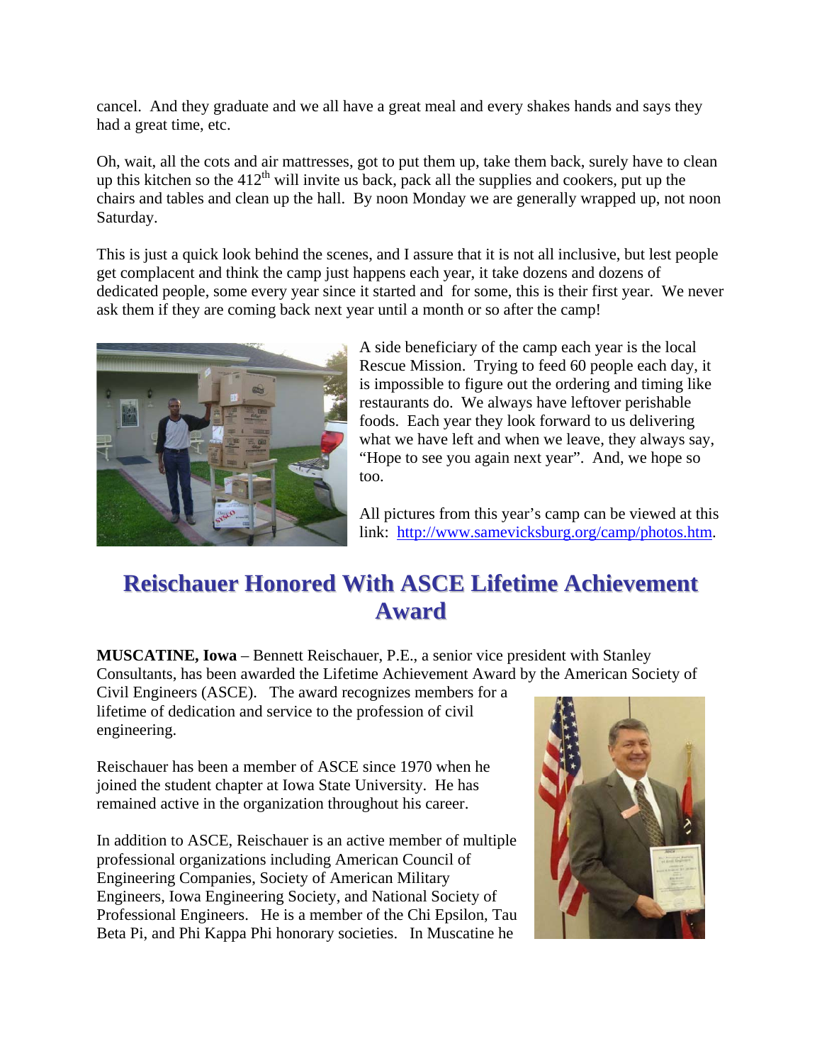cancel. And they graduate and we all have a great meal and every shakes hands and says they had a great time, etc.

Oh, wait, all the cots and air mattresses, got to put them up, take them back, surely have to clean up this kitchen so the 412th will invite us back, pack all the supplies and cookers, put up the chairs and tables and clean up the hall. By noon Monday we are generally wrapped up, not noon Saturday.

This is just a quick look behind the scenes, and I assure that it is not all inclusive, but lest people get complacent and think the camp just happens each year, it take dozens and dozens of dedicated people, some every year since it started and for some, this is their first year. We never ask them if they are coming back next year until a month or so after the camp!

A side beneficiary of the camp each year is the local Rescue Mission. Trying to feed 60 people each day, it is impossible to figure out the ordering and timing like restaurants do. We always have leftover perishable foods. Each year they look forward to us delivering what we have left and when we leave, they always say, "Hope to see you again next year". And, we hope so too.

All pictures from this year's camp can be viewed at this link: [http://www.samevicksburg.org/camp/photos.htm](http://www.samevicksburg.org/camp/photos.htm).

## Reischauer Honored With ASCE Lifetime Achievement Award

**MUSCATINE, Iowa** – Bennett Reischauer, P.E., a senior vice president with Stanley Consultants, has been awarded the Lifetime Achievement Award by the American Society of Civil Engineers (ASCE). The award recognizes members for a lifetime of dedication and service to the profession of civil engineering.

Reischauer has been a member of ASCE since 1970 when he joined the student chapter at Iowa State University. He has remained active in the organization throughout his career.

In addition to ASCE, Reischauer is an active member of multiple professional organizations including American Council of Engineering Companies, Society of American Military Engineers, Iowa Engineering Society, and National Society of Professional Engineers. He is a member of the Chi Epsilon, Tau Beta Pi, and Phi Kappa Phi honorary societies. In Muscatine he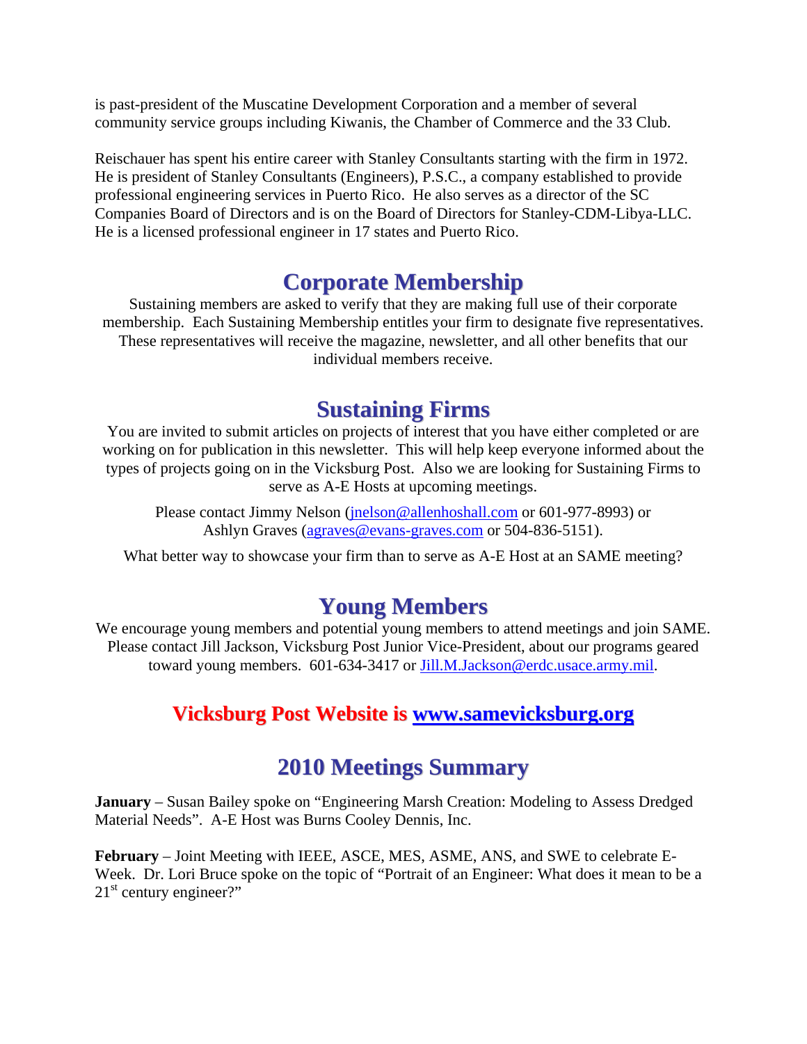is past-president of the Muscatine Development Corporation and a member of several community service groups including Kiwanis, the Chamber of Commerce and the 33 Club.

Reischauer has spent his entire career with Stanley Consultants starting with the firm in 1972. He is president of Stanley Consultants (Engineers), P.S.C., a company established to provide professional engineering services in Puerto Rico. He also serves as a director of the SC Companies Board of Directors and is on the Board of Directors for Stanley-CDM-Libya-LLC. He is a licensed professional engineer in 17 states and Puerto Rico.

## Corporate Membership

Sustaining members are asked to verify that they are making full use of their corporate membership. Each Sustaining Membership entitles your firm to designate five representatives. These representatives will receive the magazine, newsletter, and all other benefits that our individual members receive.

## Sustaining Firms

You are invited to submit articles on projects of interest that you have either completed or are working on for publication in this newsletter. This will help keep everyone informed about the types of projects going on in the Vicksburg Post. Also we are looking for Sustaining Firms to serve as A-E Hosts at upcoming meetings.

Please contact Jimmy Nelson (jnelson@allenhoshall.com or 601-977-8993) or Ashlyn Graves (agraves@evans-graves.com or 504-836-5151).

What better way to showcase your firm than to serve as A-E Host at an SAME meeting?

## Young Members

We encourage young members and potential young members to attend meetings and join SAME. Please contact Jill Jackson, Vicksburg Post Junior Vice-President, about our programs geared toward young members. 601-634-3417 or Jill.M.Jackson@erdc.usace.army.mil.

## Vicksburg Post Website is www.samevicksburg.org

## 2010 Meetings Summary

**January** – Susan Bailey spoke on "Engineering Marsh Creation: Modeling to Assess Dredged Material Needs". A-E Host was Burns Cooley Dennis, Inc.

**February** – Joint Meeting with IEEE, ASCE, MES, ASME, ANS, and SWE to celebrate E-Week. Dr. Lori Bruce spoke on the topic of "Portrait of an Engineer: What does it mean to be a 21st century engineer?"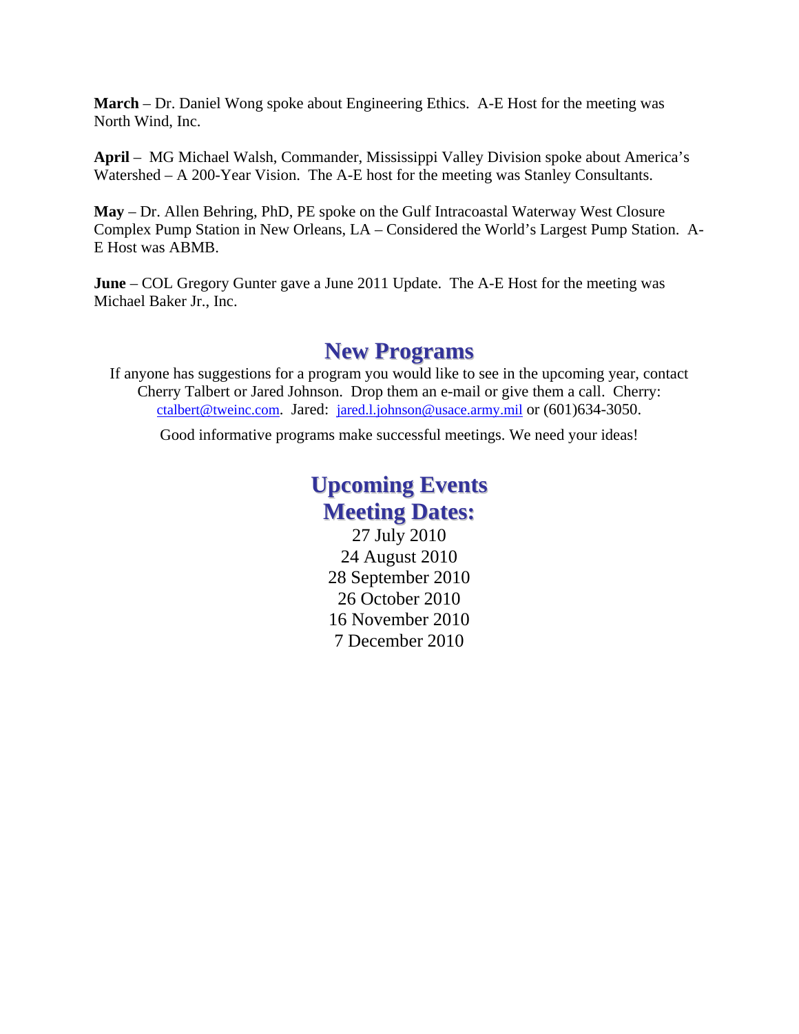**March** – Dr. Daniel Wong spoke about Engineering Ethics. A-E Host for the meeting was North Wind, Inc.

**April** – MG Michael Walsh, Commander, Mississippi Valley Division spoke about America's Watershed – A 200-Year Vision. The A-E host for the meeting was Stanley Consultants.

**May** – Dr. Allen Behring, PhD, PE spoke on the Gulf Intracoastal Waterway West Closure Complex Pump Station in New Orleans, LA – Considered the World's Largest Pump Station. A-E Host was ABMB.

**June** – COL Gregory Gunter gave a June 2011 Update. The A-E Host for the meeting was Michael Baker Jr., Inc.

## New Programs

If anyone has suggestions for a program you would like to see in the upcoming year, contact Cherry Talbert or Jared Johnson. Drop them an e-mail or give them a call. Cherry: ctalbert@tweinc.com. Jared: jared.l.johnson@usace.army.mil or (601)634-3050.

Good informative programs make successful meetings. We need your ideas!

## Upcoming Events Meeting Dates:

27 July 2010
24 August 2010
28 September 2010
26 October 2010
16 November 2010
7 December 2010